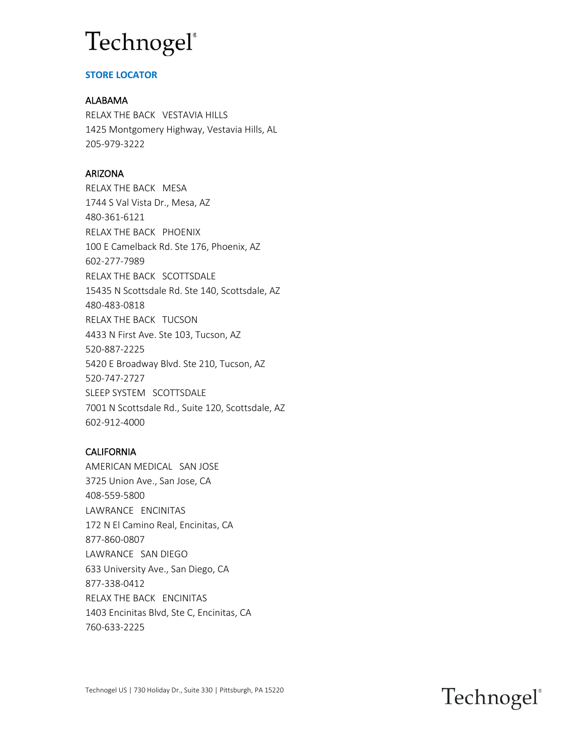# Technogel®

## STORE LOCATOR

### ALABAMA

RELAX THE BACK VESTAVIA HILLS
1425 Montgomery Highway, Vestavia Hills, AL
205-979-3222

### ARIZONA

RELAX THE BACK MESA
1744 S Val Vista Dr., Mesa, AZ
480-361-6121
RELAX THE BACK PHOENIX
100 E Camelback Rd. Ste 176, Phoenix, AZ
602-277-7989
RELAX THE BACK SCOTTSDALE
15435 N Scottsdale Rd. Ste 140, Scottsdale, AZ
480-483-0818
RELAX THE BACK TUCSON
4433 N First Ave. Ste 103, Tucson, AZ
520-887-2225
5420 E Broadway Blvd. Ste 210, Tucson, AZ
520-747-2727
SLEEP SYSTEM SCOTTSDALE
7001 N Scottsdale Rd., Suite 120, Scottsdale, AZ
602-912-4000

### CALIFORNIA

AMERICAN MEDICAL SAN JOSE
3725 Union Ave., San Jose, CA
408-559-5800
LAWRANCE ENCINITAS
172 N El Camino Real, Encinitas, CA
877-860-0807
LAWRANCE SAN DIEGO
633 University Ave., San Diego, CA
877-338-0412
RELAX THE BACK ENCINITAS
1403 Encinitas Blvd, Ste C, Encinitas, CA
760-633-2225

Technogel US | 730 Holiday Dr., Suite 330 | Pittsburgh, PA 15220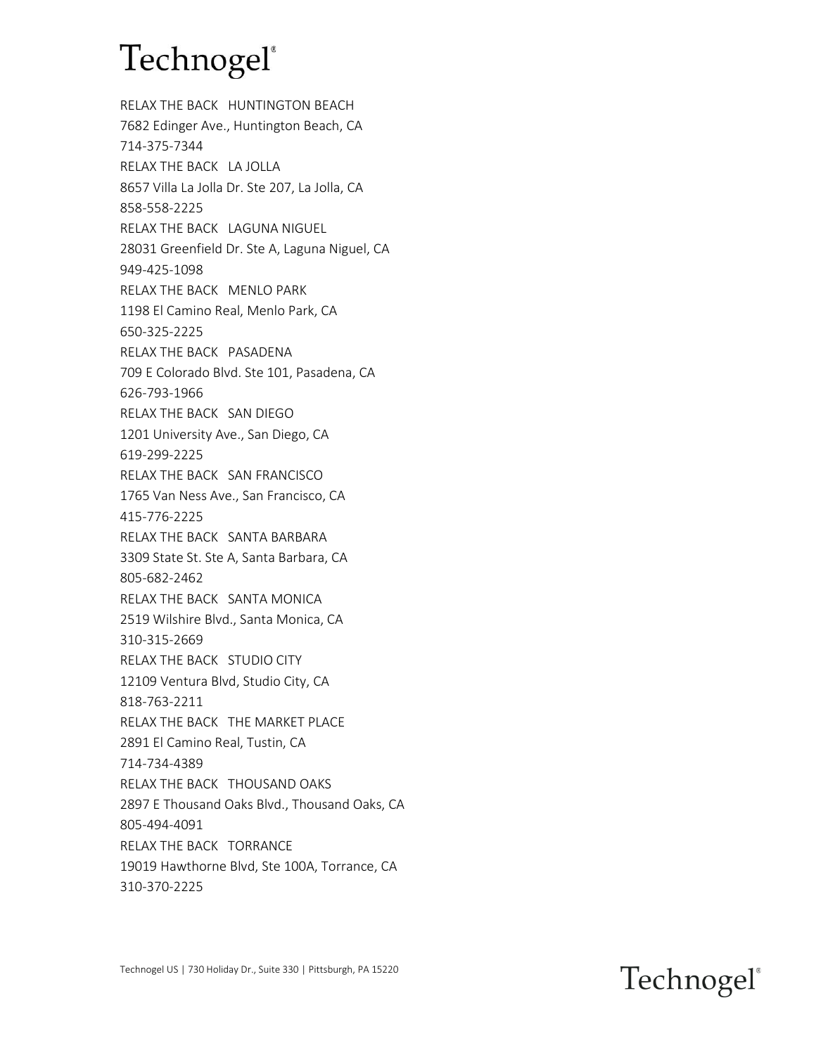RELAX THE BACK   HUNTINGTON BEACH
7682 Edinger Ave., Huntington Beach, CA
714-375-7344

RELAX THE BACK   LA JOLLA
8657 Villa La Jolla Dr. Ste 207, La Jolla, CA
858-558-2225

RELAX THE BACK   LAGUNA NIGUEL
28031 Greenfield Dr. Ste A, Laguna Niguel, CA
949-425-1098

RELAX THE BACK   MENLO PARK
1198 El Camino Real, Menlo Park, CA
650-325-2225

RELAX THE BACK   PASADENA
709 E Colorado Blvd. Ste 101, Pasadena, CA
626-793-1966

RELAX THE BACK   SAN DIEGO
1201 University Ave., San Diego, CA
619-299-2225

RELAX THE BACK   SAN FRANCISCO
1765 Van Ness Ave., San Francisco, CA
415-776-2225

RELAX THE BACK   SANTA BARBARA
3309 State St. Ste A, Santa Barbara, CA
805-682-2462

RELAX THE BACK   SANTA MONICA
2519 Wilshire Blvd., Santa Monica, CA
310-315-2669

RELAX THE BACK   STUDIO CITY
12109 Ventura Blvd, Studio City, CA
818-763-2211

RELAX THE BACK   THE MARKET PLACE
2891 El Camino Real, Tustin, CA
714-734-4389

RELAX THE BACK   THOUSAND OAKS
2897 E Thousand Oaks Blvd., Thousand Oaks, CA
805-494-4091

RELAX THE BACK   TORRANCE
19019 Hawthorne Blvd, Ste 100A, Torrance, CA
310-370-2225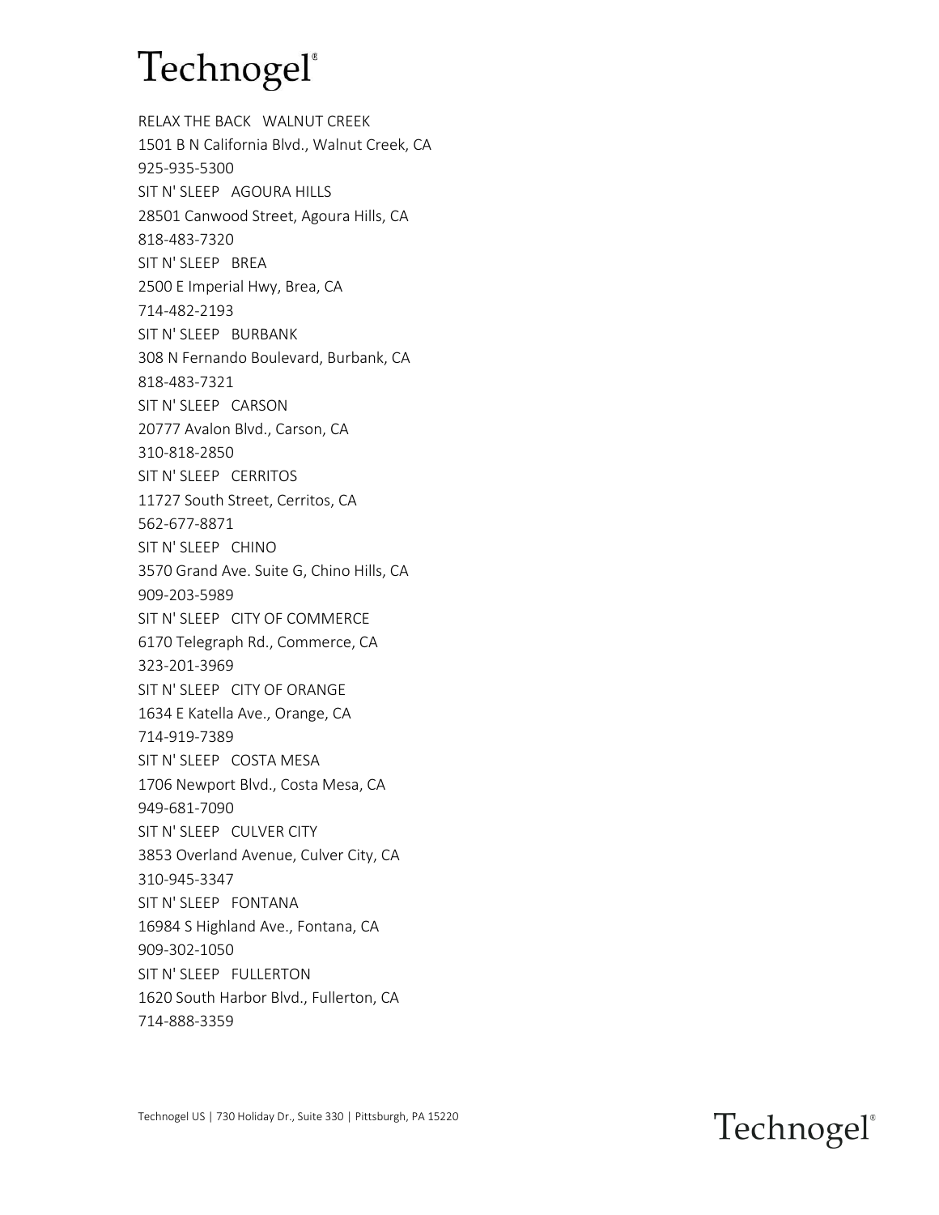RELAX THE BACK   WALNUT CREEK
1501 B N California Blvd., Walnut Creek, CA
925-935-5300

SIT N' SLEEP   AGOURA HILLS
28501 Canwood Street, Agoura Hills, CA
818-483-7320

SIT N' SLEEP   BREA
2500 E Imperial Hwy, Brea, CA
714-482-2193

SIT N' SLEEP   BURBANK
308 N Fernando Boulevard, Burbank, CA
818-483-7321

SIT N' SLEEP   CARSON
20777 Avalon Blvd., Carson, CA
310-818-2850

SIT N' SLEEP   CERRITOS
11727 South Street, Cerritos, CA
562-677-8871

SIT N' SLEEP   CHINO
3570 Grand Ave. Suite G, Chino Hills, CA
909-203-5989

SIT N' SLEEP   CITY OF COMMERCE
6170 Telegraph Rd., Commerce, CA
323-201-3969

SIT N' SLEEP   CITY OF ORANGE
1634 E Katella Ave., Orange, CA
714-919-7389

SIT N' SLEEP   COSTA MESA
1706 Newport Blvd., Costa Mesa, CA
949-681-7090

SIT N' SLEEP   CULVER CITY
3853 Overland Avenue, Culver City, CA
310-945-3347

SIT N' SLEEP   FONTANA
16984 S Highland Ave., Fontana, CA
909-302-1050

SIT N' SLEEP   FULLERTON
1620 South Harbor Blvd., Fullerton, CA
714-888-3359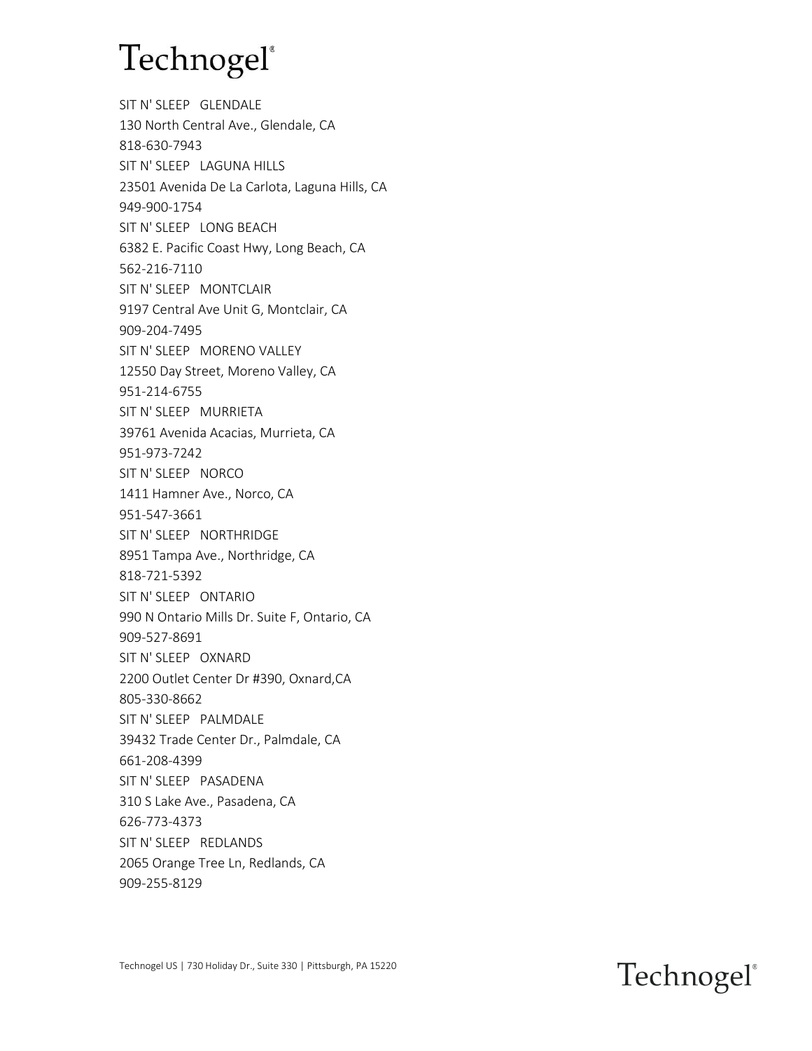SIT N' SLEEP   GLENDALE
130 North Central Ave., Glendale, CA
818-630-7943
SIT N' SLEEP   LAGUNA HILLS
23501 Avenida De La Carlota, Laguna Hills, CA
949-900-1754
SIT N' SLEEP   LONG BEACH
6382 E. Pacific Coast Hwy, Long Beach, CA
562-216-7110
SIT N' SLEEP   MONTCLAIR
9197 Central Ave Unit G, Montclair, CA
909-204-7495
SIT N' SLEEP   MORENO VALLEY
12550 Day Street, Moreno Valley, CA
951-214-6755
SIT N' SLEEP   MURRIETA
39761 Avenida Acacias, Murrieta, CA
951-973-7242
SIT N' SLEEP   NORCO
1411 Hamner Ave., Norco, CA
951-547-3661
SIT N' SLEEP   NORTHRIDGE
8951 Tampa Ave., Northridge, CA
818-721-5392
SIT N' SLEEP   ONTARIO
990 N Ontario Mills Dr. Suite F, Ontario, CA
909-527-8691
SIT N' SLEEP   OXNARD
2200 Outlet Center Dr #390, Oxnard,CA
805-330-8662
SIT N' SLEEP   PALMDALE
39432 Trade Center Dr., Palmdale, CA
661-208-4399
SIT N' SLEEP   PASADENA
310 S Lake Ave., Pasadena, CA
626-773-4373
SIT N' SLEEP   REDLANDS
2065 Orange Tree Ln, Redlands, CA
909-255-8129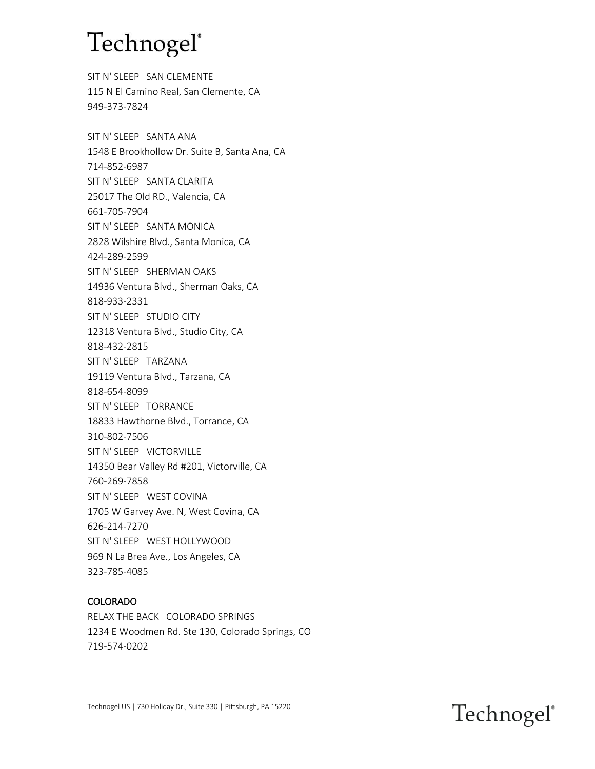SIT N' SLEEP   SAN CLEMENTE
115 N El Camino Real, San Clemente, CA
949-373-7824

SIT N' SLEEP   SANTA ANA
1548 E Brookhollow Dr. Suite B, Santa Ana, CA
714-852-6987
SIT N' SLEEP   SANTA CLARITA
25017 The Old RD., Valencia, CA
661-705-7904
SIT N' SLEEP   SANTA MONICA
2828 Wilshire Blvd., Santa Monica, CA
424-289-2599
SIT N' SLEEP   SHERMAN OAKS
14936 Ventura Blvd., Sherman Oaks, CA
818-933-2331
SIT N' SLEEP   STUDIO CITY
12318 Ventura Blvd., Studio City, CA
818-432-2815
SIT N' SLEEP   TARZANA
19119 Ventura Blvd., Tarzana, CA
818-654-8099
SIT N' SLEEP   TORRANCE
18833 Hawthorne Blvd., Torrance, CA
310-802-7506
SIT N' SLEEP   VICTORVILLE
14350 Bear Valley Rd #201, Victorville, CA
760-269-7858
SIT N' SLEEP   WEST COVINA
1705 W Garvey Ave. N, West Covina, CA
626-214-7270
SIT N' SLEEP   WEST HOLLYWOOD
969 N La Brea Ave., Los Angeles, CA
323-785-4085

## COLORADO

RELAX THE BACK   COLORADO SPRINGS
1234 E Woodmen Rd. Ste 130, Colorado Springs, CO
719-574-0202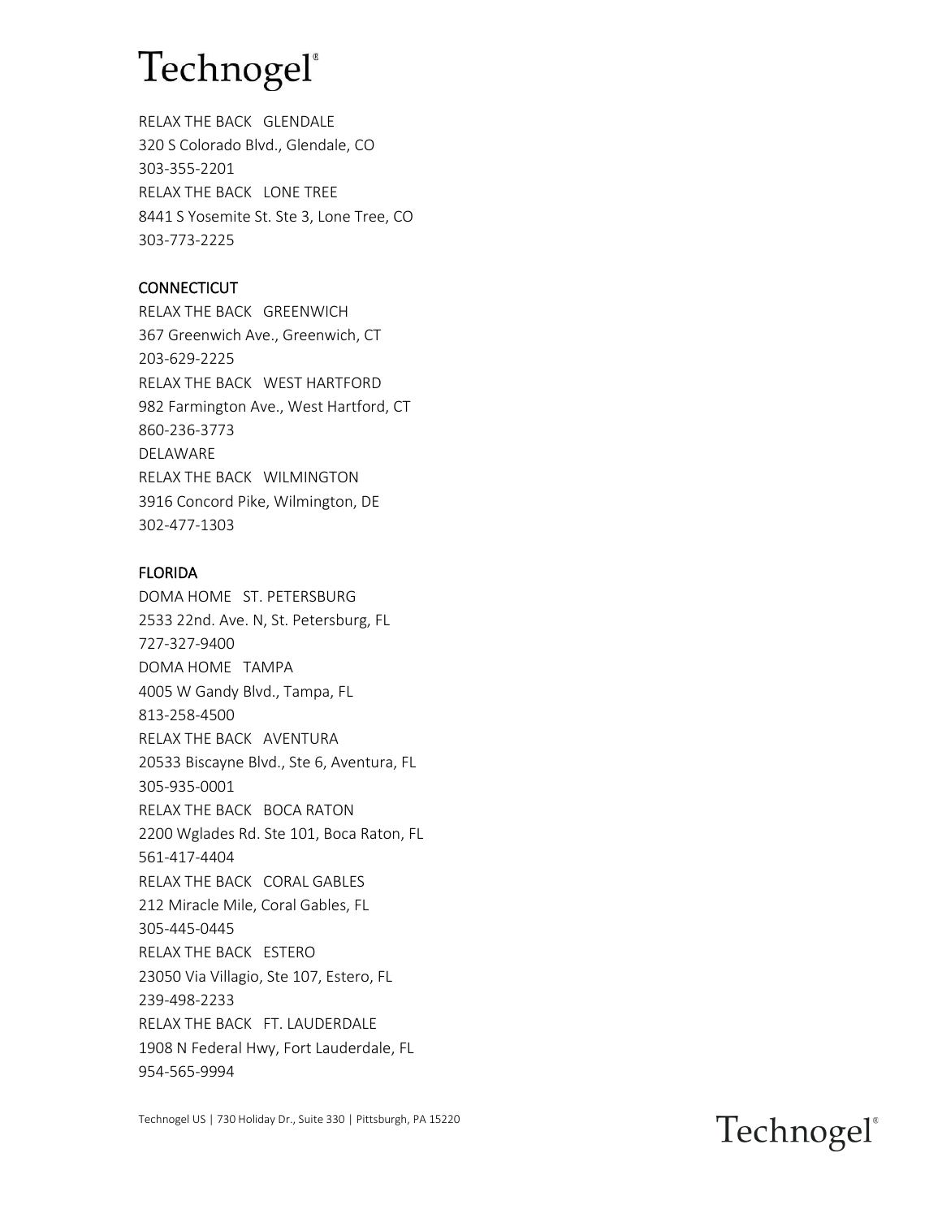RELAX THE BACK   GLENDALE
320 S Colorado Blvd., Glendale, CO
303-355-2201
RELAX THE BACK   LONE TREE
8441 S Yosemite St. Ste 3, Lone Tree, CO
303-773-2225

CONNECTICUT

RELAX THE BACK   GREENWICH
367 Greenwich Ave., Greenwich, CT
203-629-2225
RELAX THE BACK   WEST HARTFORD
982 Farmington Ave., West Hartford, CT
860-236-3773
DELAWARE
RELAX THE BACK   WILMINGTON
3916 Concord Pike, Wilmington, DE
302-477-1303

FLORIDA

DOMA HOME   ST. PETERSBURG
2533 22nd. Ave. N, St. Petersburg, FL
727-327-9400
DOMA HOME   TAMPA
4005 W Gandy Blvd., Tampa, FL
813-258-4500
RELAX THE BACK   AVENTURA
20533 Biscayne Blvd., Ste 6, Aventura, FL
305-935-0001
RELAX THE BACK   BOCA RATON
2200 Wglades Rd. Ste 101, Boca Raton, FL
561-417-4404
RELAX THE BACK   CORAL GABLES
212 Miracle Mile, Coral Gables, FL
305-445-0445
RELAX THE BACK   ESTERO
23050 Via Villagio, Ste 107, Estero, FL
239-498-2233
RELAX THE BACK   FT. LAUDERDALE
1908 N Federal Hwy, Fort Lauderdale, FL
954-565-9994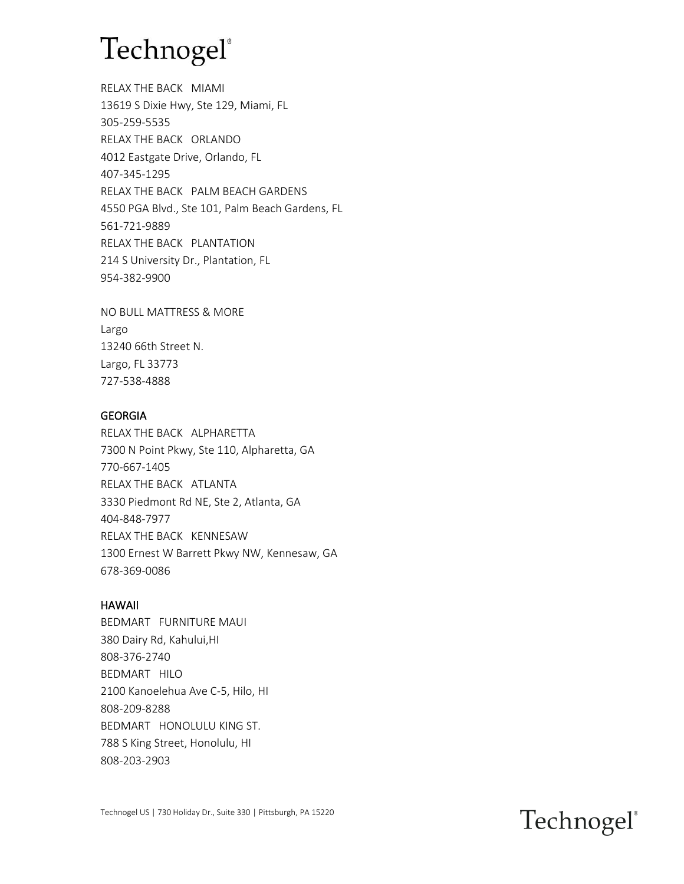RELAX THE BACK   MIAMI
13619 S Dixie Hwy, Ste 129, Miami, FL
305-259-5535
RELAX THE BACK   ORLANDO
4012 Eastgate Drive, Orlando, FL
407-345-1295
RELAX THE BACK   PALM BEACH GARDENS
4550 PGA Blvd., Ste 101, Palm Beach Gardens, FL
561-721-9889
RELAX THE BACK   PLANTATION
214 S University Dr., Plantation, FL
954-382-9900

NO BULL MATTRESS & MORE
Largo
13240 66th Street N.
Largo, FL 33773
727-538-4888

## GEORGIA

RELAX THE BACK   ALPHARETTA
7300 N Point Pkwy, Ste 110, Alpharetta, GA
770-667-1405
RELAX THE BACK   ATLANTA
3330 Piedmont Rd NE, Ste 2, Atlanta, GA
404-848-7977
RELAX THE BACK   KENNESAW
1300 Ernest W Barrett Pkwy NW, Kennesaw, GA
678-369-0086

## HAWAII

BEDMART   FURNITURE MAUI
380 Dairy Rd, Kahului,HI
808-376-2740
BEDMART   HILO
2100 Kanoelehua Ave C-5, Hilo, HI
808-209-8288
BEDMART   HONOLULU KING ST.
788 S King Street, Honolulu, HI
808-203-2903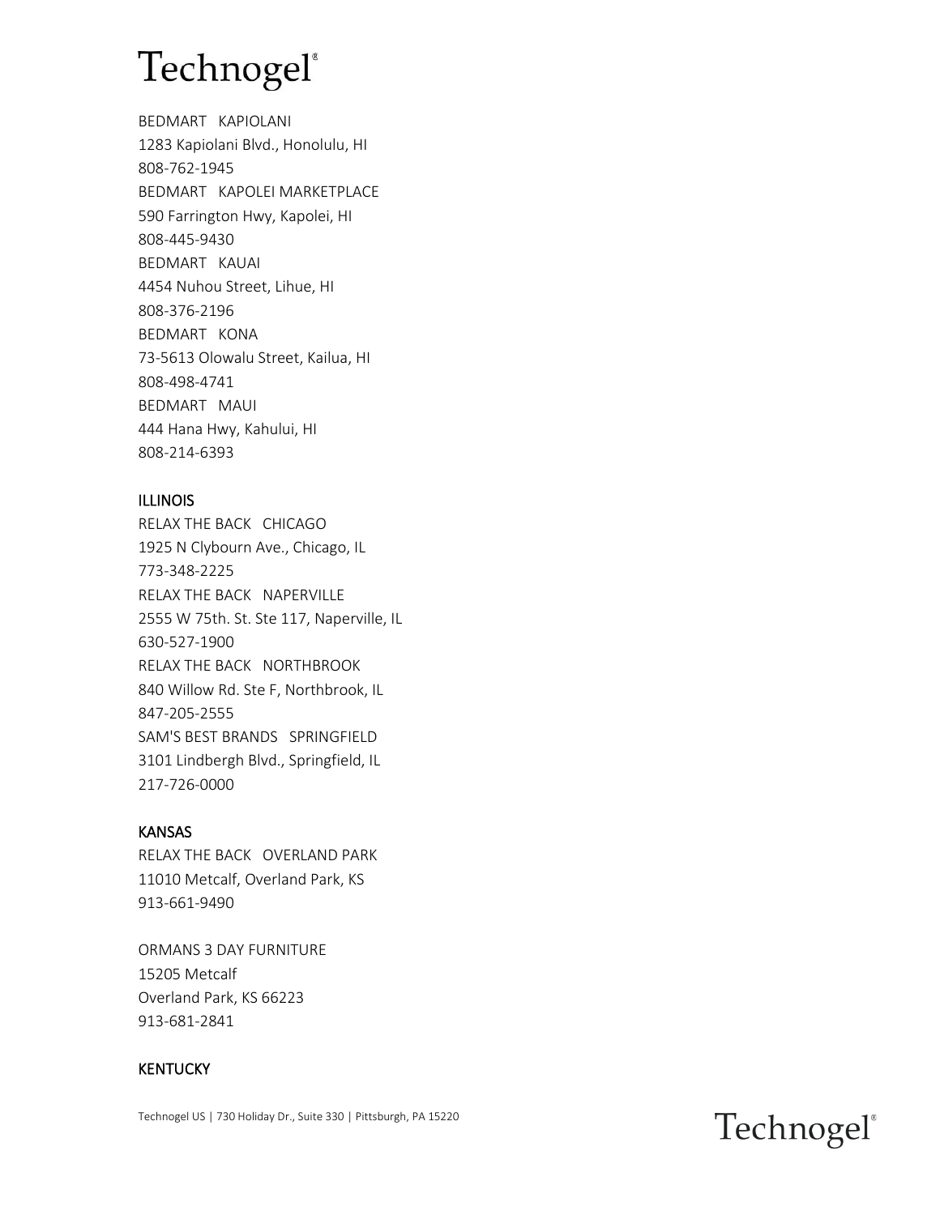BEDMART   KAPIOLANI
1283 Kapiolani Blvd., Honolulu, HI
808-762-1945
BEDMART   KAPOLEI MARKETPLACE
590 Farrington Hwy, Kapolei, HI
808-445-9430
BEDMART   KAUAI
4454 Nuhou Street, Lihue, HI
808-376-2196
BEDMART   KONA
73-5613 Olowalu Street, Kailua, HI
808-498-4741
BEDMART   MAUI
444 Hana Hwy, Kahului, HI
808-214-6393

## ILLINOIS

RELAX THE BACK   CHICAGO
1925 N Clybourn Ave., Chicago, IL
773-348-2225
RELAX THE BACK   NAPERVILLE
2555 W 75th. St. Ste 117, Naperville, IL
630-527-1900
RELAX THE BACK   NORTHBROOK
840 Willow Rd. Ste F, Northbrook, IL
847-205-2555
SAM'S BEST BRANDS   SPRINGFIELD
3101 Lindbergh Blvd., Springfield, IL
217-726-0000

## KANSAS

RELAX THE BACK   OVERLAND PARK
11010 Metcalf, Overland Park, KS
913-661-9490

ORMANS 3 DAY FURNITURE
15205 Metcalf
Overland Park, KS 66223
913-681-2841

## KENTUCKY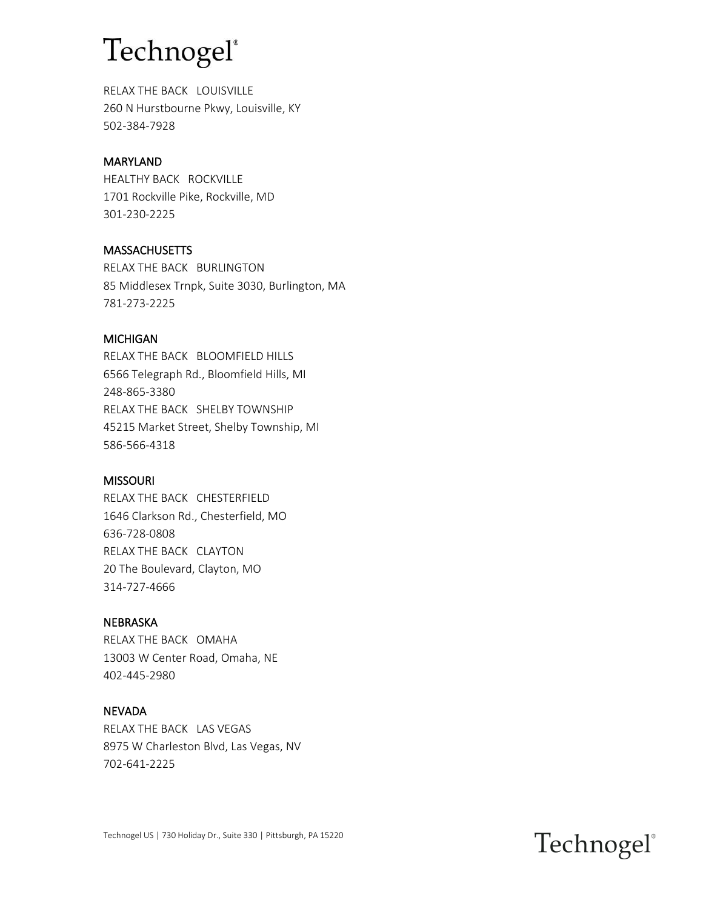RELAX THE BACK   LOUISVILLE
260 N Hurstbourne Pkwy, Louisville, KY
502-384-7928

## MARYLAND

HEALTHY BACK   ROCKVILLE
1701 Rockville Pike, Rockville, MD
301-230-2225

## MASSACHUSETTS

RELAX THE BACK   BURLINGTON
85 Middlesex Trnpk, Suite 3030, Burlington, MA
781-273-2225

## MICHIGAN

RELAX THE BACK   BLOOMFIELD HILLS
6566 Telegraph Rd., Bloomfield Hills, MI
248-865-3380
RELAX THE BACK   SHELBY TOWNSHIP
45215 Market Street, Shelby Township, MI
586-566-4318

## MISSOURI

RELAX THE BACK   CHESTERFIELD
1646 Clarkson Rd., Chesterfield, MO
636-728-0808
RELAX THE BACK   CLAYTON
20 The Boulevard, Clayton, MO
314-727-4666

## NEBRASKA

RELAX THE BACK   OMAHA
13003 W Center Road, Omaha, NE
402-445-2980

## NEVADA

RELAX THE BACK   LAS VEGAS
8975 W Charleston Blvd, Las Vegas, NV
702-641-2225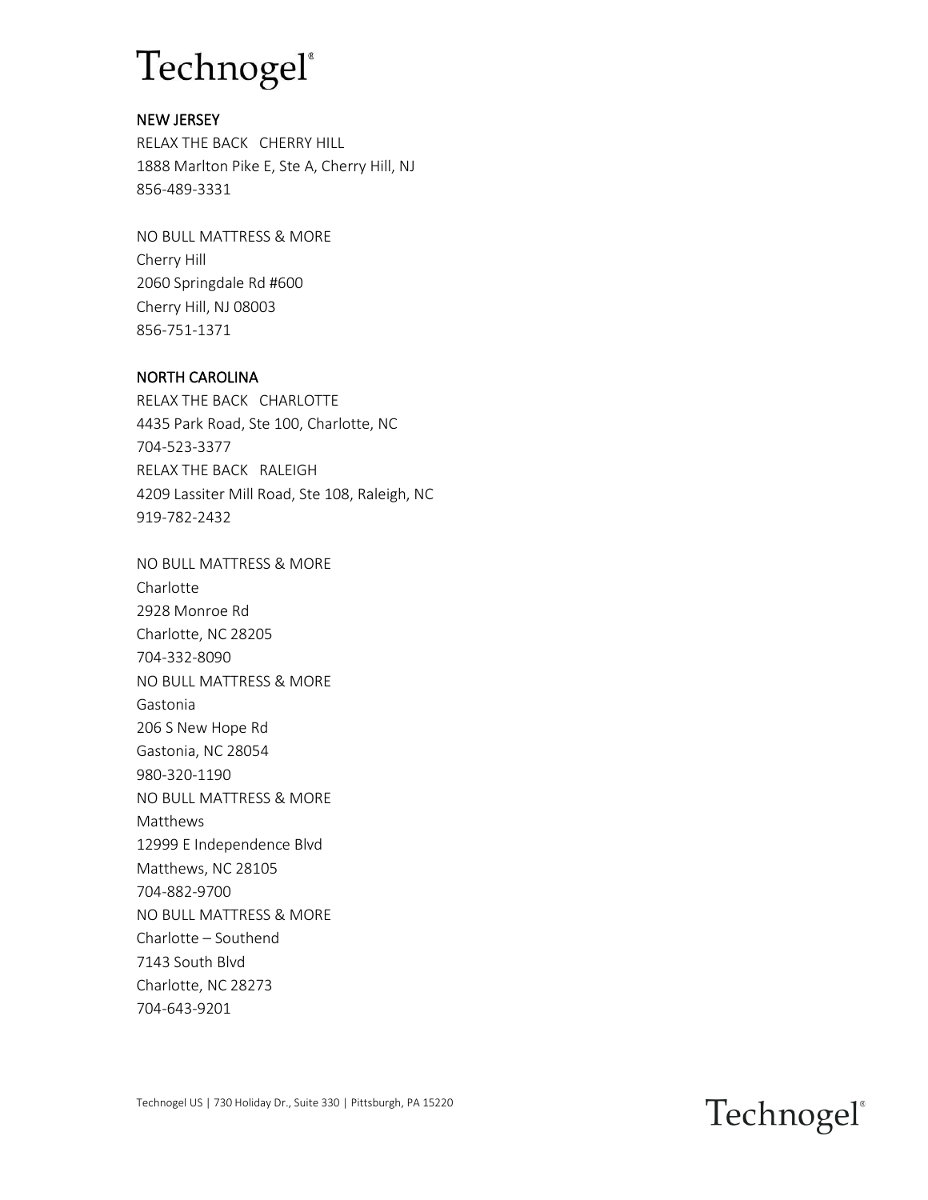# Technogel®

## NEW JERSEY

RELAX THE BACK   CHERRY HILL
1888 Marlton Pike E, Ste A, Cherry Hill, NJ
856-489-3331

NO BULL MATTRESS & MORE
Cherry Hill
2060 Springdale Rd #600
Cherry Hill, NJ 08003
856-751-1371

## NORTH CAROLINA

RELAX THE BACK   CHARLOTTE
4435 Park Road, Ste 100, Charlotte, NC
704-523-3377
RELAX THE BACK   RALEIGH
4209 Lassiter Mill Road, Ste 108, Raleigh, NC
919-782-2432

NO BULL MATTRESS & MORE
Charlotte
2928 Monroe Rd
Charlotte, NC 28205
704-332-8090
NO BULL MATTRESS & MORE
Gastonia
206 S New Hope Rd
Gastonia, NC 28054
980-320-1190
NO BULL MATTRESS & MORE
Matthews
12999 E Independence Blvd
Matthews, NC 28105
704-882-9700
NO BULL MATTRESS & MORE
Charlotte – Southend
7143 South Blvd
Charlotte, NC 28273
704-643-9201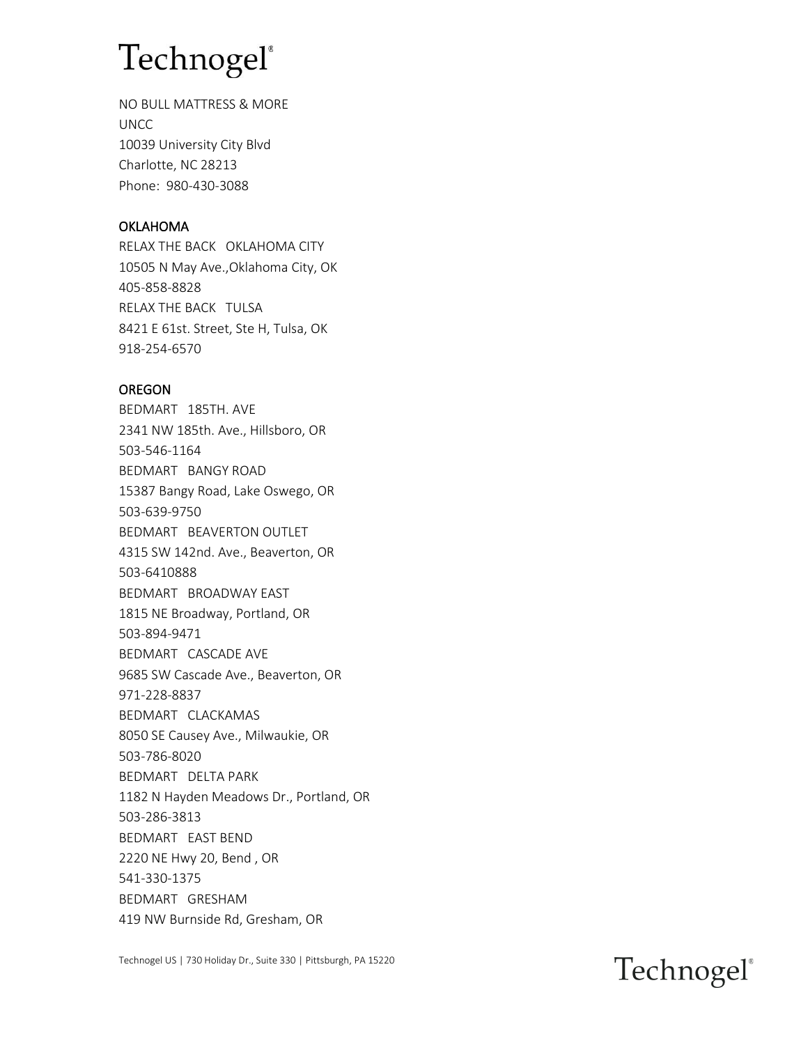NO BULL MATTRESS & MORE
UNCC
10039 University City Blvd
Charlotte, NC 28213
Phone: 980-430-3088

## OKLAHOMA

RELAX THE BACK OKLAHOMA CITY
10505 N May Ave.,Oklahoma City, OK
405-858-8828
RELAX THE BACK TULSA
8421 E 61st. Street, Ste H, Tulsa, OK
918-254-6570

## OREGON

BEDMART 185TH. AVE
2341 NW 185th. Ave., Hillsboro, OR
503-546-1164
BEDMART BANGY ROAD
15387 Bangy Road, Lake Oswego, OR
503-639-9750
BEDMART BEAVERTON OUTLET
4315 SW 142nd. Ave., Beaverton, OR
503-6410888
BEDMART BROADWAY EAST
1815 NE Broadway, Portland, OR
503-894-9471
BEDMART CASCADE AVE
9685 SW Cascade Ave., Beaverton, OR
971-228-8837
BEDMART CLACKAMAS
8050 SE Causey Ave., Milwaukie, OR
503-786-8020
BEDMART DELTA PARK
1182 N Hayden Meadows Dr., Portland, OR
503-286-3813
BEDMART EAST BEND
2220 NE Hwy 20, Bend , OR
541-330-1375
BEDMART GRESHAM
419 NW Burnside Rd, Gresham, OR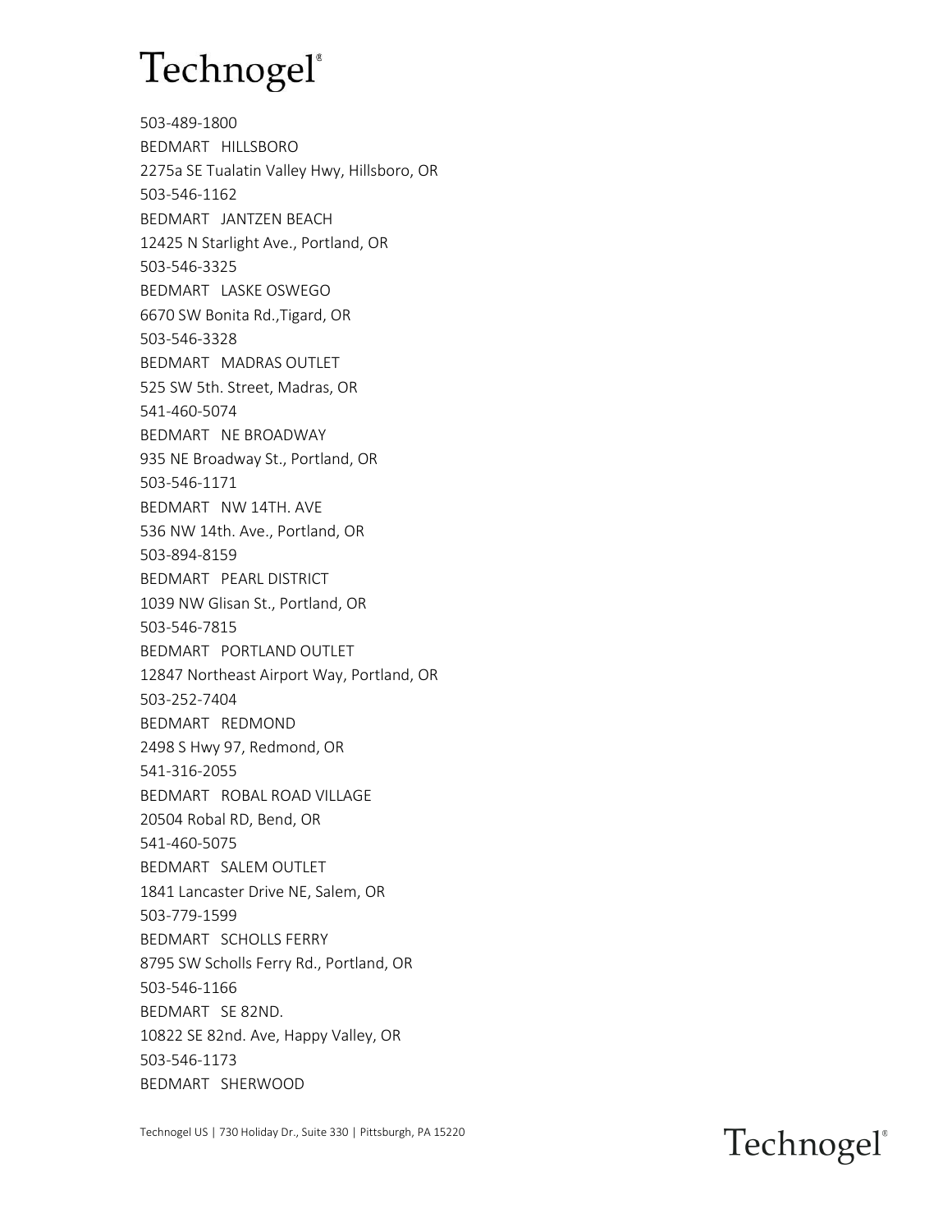503-489-1800
BEDMART HILLSBORO
2275a SE Tualatin Valley Hwy, Hillsboro, OR
503-546-1162
BEDMART JANTZEN BEACH
12425 N Starlight Ave., Portland, OR
503-546-3325
BEDMART LASKE OSWEGO
6670 SW Bonita Rd.,Tigard, OR
503-546-3328
BEDMART MADRAS OUTLET
525 SW 5th. Street, Madras, OR
541-460-5074
BEDMART NE BROADWAY
935 NE Broadway St., Portland, OR
503-546-1171
BEDMART NW 14TH. AVE
536 NW 14th. Ave., Portland, OR
503-894-8159
BEDMART PEARL DISTRICT
1039 NW Glisan St., Portland, OR
503-546-7815
BEDMART PORTLAND OUTLET
12847 Northeast Airport Way, Portland, OR
503-252-7404
BEDMART REDMOND
2498 S Hwy 97, Redmond, OR
541-316-2055
BEDMART ROBAL ROAD VILLAGE
20504 Robal RD, Bend, OR
541-460-5075
BEDMART SALEM OUTLET
1841 Lancaster Drive NE, Salem, OR
503-779-1599
BEDMART SCHOLLS FERRY
8795 SW Scholls Ferry Rd., Portland, OR
503-546-1166
BEDMART SE 82ND.
10822 SE 82nd. Ave, Happy Valley, OR
503-546-1173
BEDMART SHERWOOD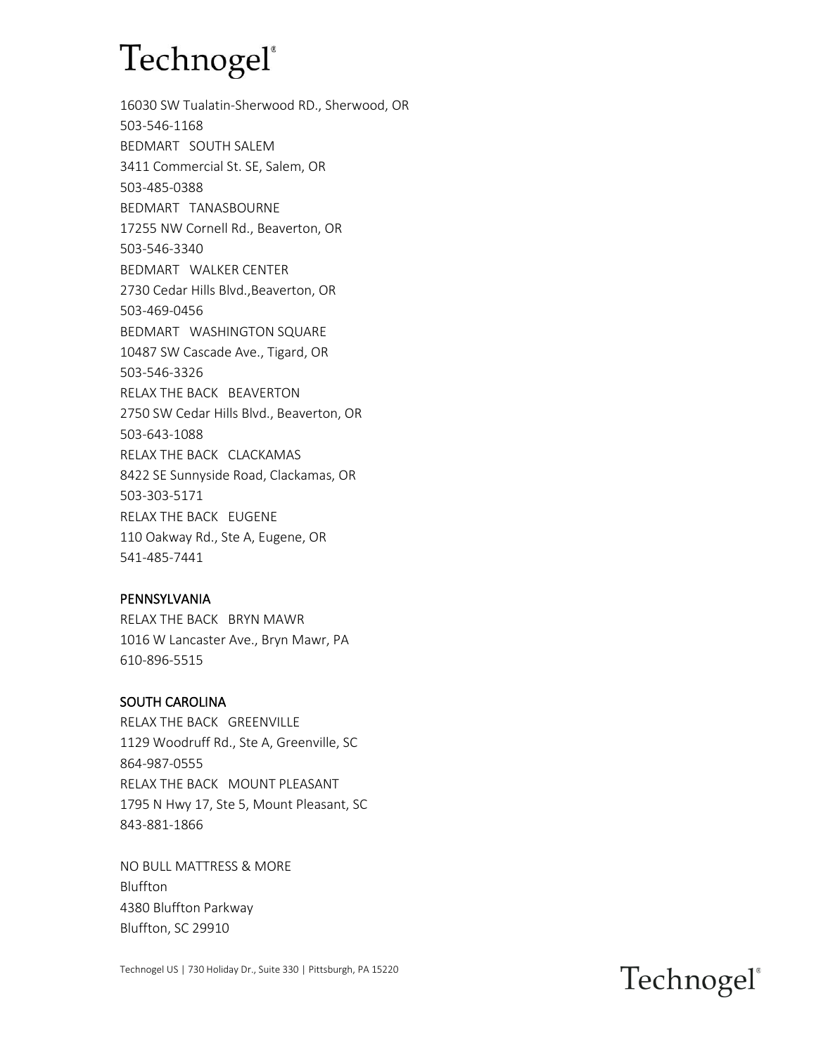16030 SW Tualatin-Sherwood RD., Sherwood, OR
503-546-1168
BEDMART SOUTH SALEM
3411 Commercial St. SE, Salem, OR
503-485-0388
BEDMART TANASBOURNE
17255 NW Cornell Rd., Beaverton, OR
503-546-3340
BEDMART WALKER CENTER
2730 Cedar Hills Blvd.,Beaverton, OR
503-469-0456
BEDMART WASHINGTON SQUARE
10487 SW Cascade Ave., Tigard, OR
503-546-3326
RELAX THE BACK BEAVERTON
2750 SW Cedar Hills Blvd., Beaverton, OR
503-643-1088
RELAX THE BACK CLACKAMAS
8422 SE Sunnyside Road, Clackamas, OR
503-303-5171
RELAX THE BACK EUGENE
110 Oakway Rd., Ste A, Eugene, OR
541-485-7441

## PENNSYLVANIA

RELAX THE BACK BRYN MAWR
1016 W Lancaster Ave., Bryn Mawr, PA
610-896-5515

## SOUTH CAROLINA

RELAX THE BACK GREENVILLE
1129 Woodruff Rd., Ste A, Greenville, SC
864-987-0555
RELAX THE BACK MOUNT PLEASANT
1795 N Hwy 17, Ste 5, Mount Pleasant, SC
843-881-1866

NO BULL MATTRESS & MORE
Bluffton
4380 Bluffton Parkway
Bluffton, SC 29910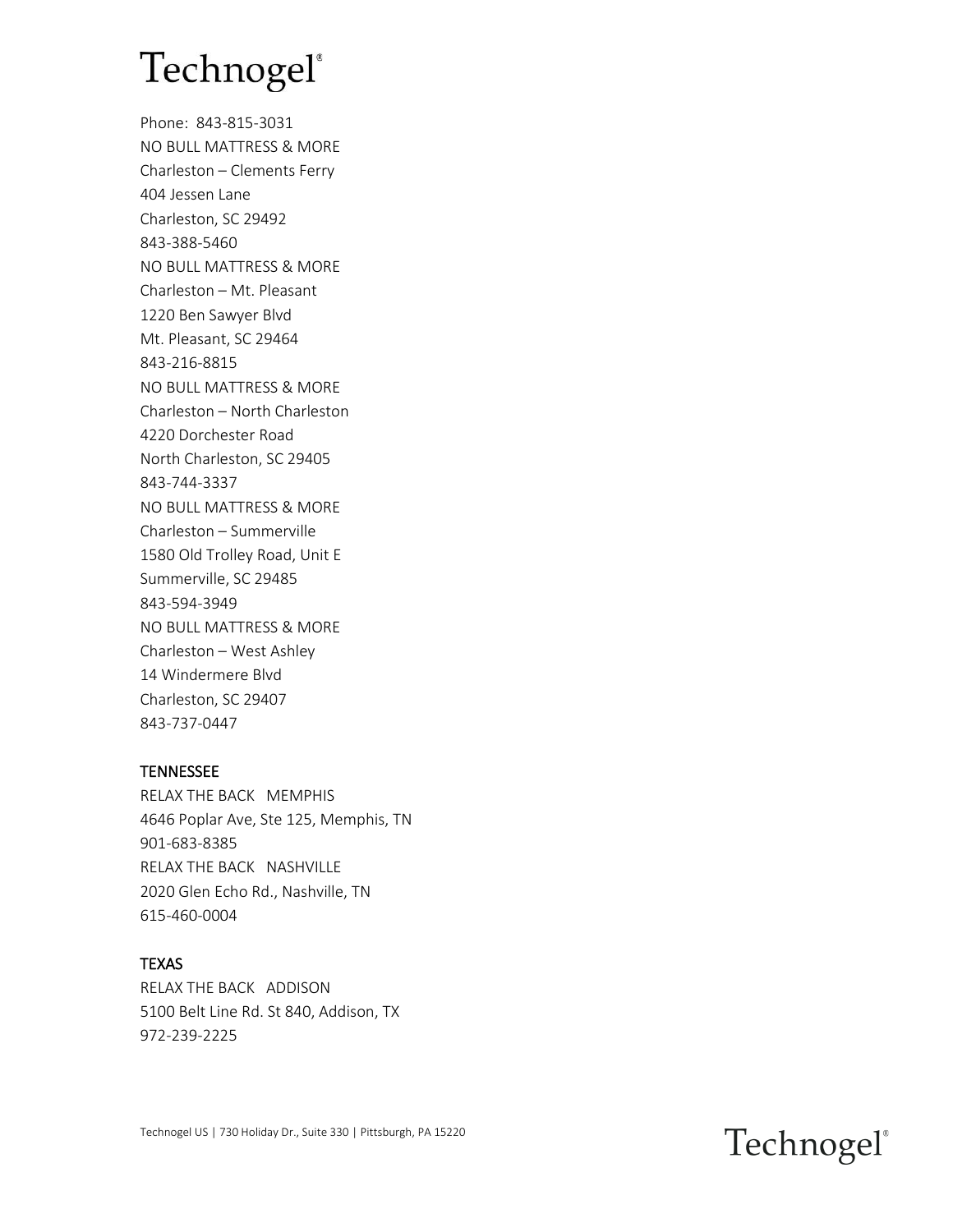Phone: 843-815-3031
NO BULL MATTRESS & MORE
Charleston – Clements Ferry
404 Jessen Lane
Charleston, SC 29492
843-388-5460
NO BULL MATTRESS & MORE
Charleston – Mt. Pleasant
1220 Ben Sawyer Blvd
Mt. Pleasant, SC 29464
843-216-8815
NO BULL MATTRESS & MORE
Charleston – North Charleston
4220 Dorchester Road
North Charleston, SC 29405
843-744-3337
NO BULL MATTRESS & MORE
Charleston – Summerville
1580 Old Trolley Road, Unit E
Summerville, SC 29485
843-594-3949
NO BULL MATTRESS & MORE
Charleston – West Ashley
14 Windermere Blvd
Charleston, SC 29407
843-737-0447

TENNESSEE
RELAX THE BACK MEMPHIS
4646 Poplar Ave, Ste 125, Memphis, TN
901-683-8385
RELAX THE BACK NASHVILLE
2020 Glen Echo Rd., Nashville, TN
615-460-0004

TEXAS
RELAX THE BACK ADDISON
5100 Belt Line Rd. St 840, Addison, TX
972-239-2225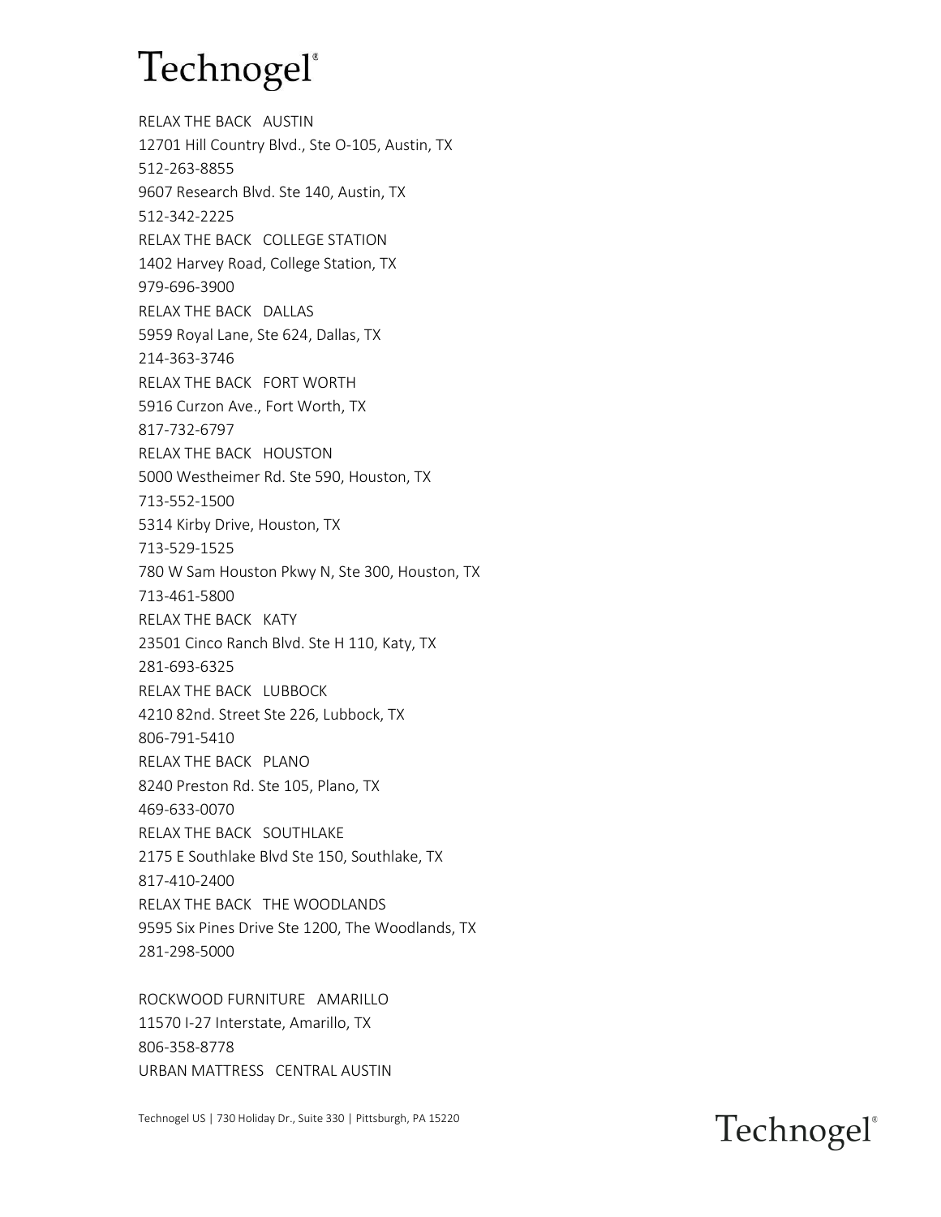RELAX THE BACK   AUSTIN
12701 Hill Country Blvd., Ste O-105, Austin, TX
512-263-8855
9607 Research Blvd. Ste 140, Austin, TX
512-342-2225
RELAX THE BACK   COLLEGE STATION
1402 Harvey Road, College Station, TX
979-696-3900
RELAX THE BACK   DALLAS
5959 Royal Lane, Ste 624, Dallas, TX
214-363-3746
RELAX THE BACK   FORT WORTH
5916 Curzon Ave., Fort Worth, TX
817-732-6797
RELAX THE BACK   HOUSTON
5000 Westheimer Rd. Ste 590, Houston, TX
713-552-1500
5314 Kirby Drive, Houston, TX
713-529-1525
780 W Sam Houston Pkwy N, Ste 300, Houston, TX
713-461-5800
RELAX THE BACK   KATY
23501 Cinco Ranch Blvd. Ste H 110, Katy, TX
281-693-6325
RELAX THE BACK   LUBBOCK
4210 82nd. Street Ste 226, Lubbock, TX
806-791-5410
RELAX THE BACK   PLANO
8240 Preston Rd. Ste 105, Plano, TX
469-633-0070
RELAX THE BACK   SOUTHLAKE
2175 E Southlake Blvd Ste 150, Southlake, TX
817-410-2400
RELAX THE BACK   THE WOODLANDS
9595 Six Pines Drive Ste 1200, The Woodlands, TX
281-298-5000

ROCKWOOD FURNITURE   AMARILLO
11570 I-27 Interstate, Amarillo, TX
806-358-8778
URBAN MATTRESS   CENTRAL AUSTIN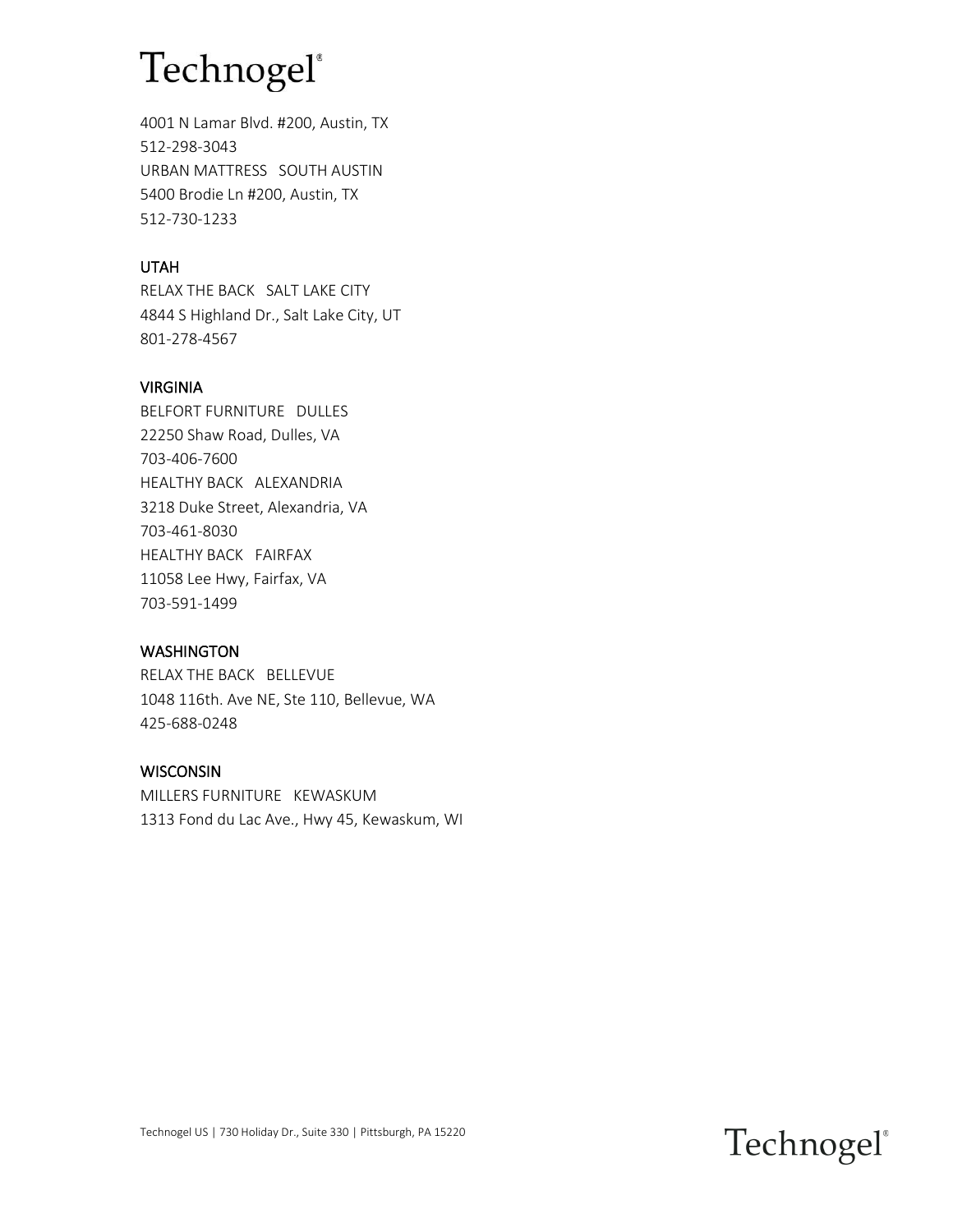4001 N Lamar Blvd. #200, Austin, TX
512-298-3043
URBAN MATTRESS   SOUTH AUSTIN
5400 Brodie Ln #200, Austin, TX
512-730-1233

UTAH

RELAX THE BACK   SALT LAKE CITY
4844 S Highland Dr., Salt Lake City, UT
801-278-4567

VIRGINIA

BELFORT FURNITURE   DULLES
22250 Shaw Road, Dulles, VA
703-406-7600
HEALTHY BACK   ALEXANDRIA
3218 Duke Street, Alexandria, VA
703-461-8030
HEALTHY BACK   FAIRFAX
11058 Lee Hwy, Fairfax, VA
703-591-1499

WASHINGTON

RELAX THE BACK   BELLEVUE
1048 116th. Ave NE, Ste 110, Bellevue, WA
425-688-0248

WISCONSIN

MILLERS FURNITURE   KEWASKUM
1313 Fond du Lac Ave., Hwy 45, Kewaskum, WI